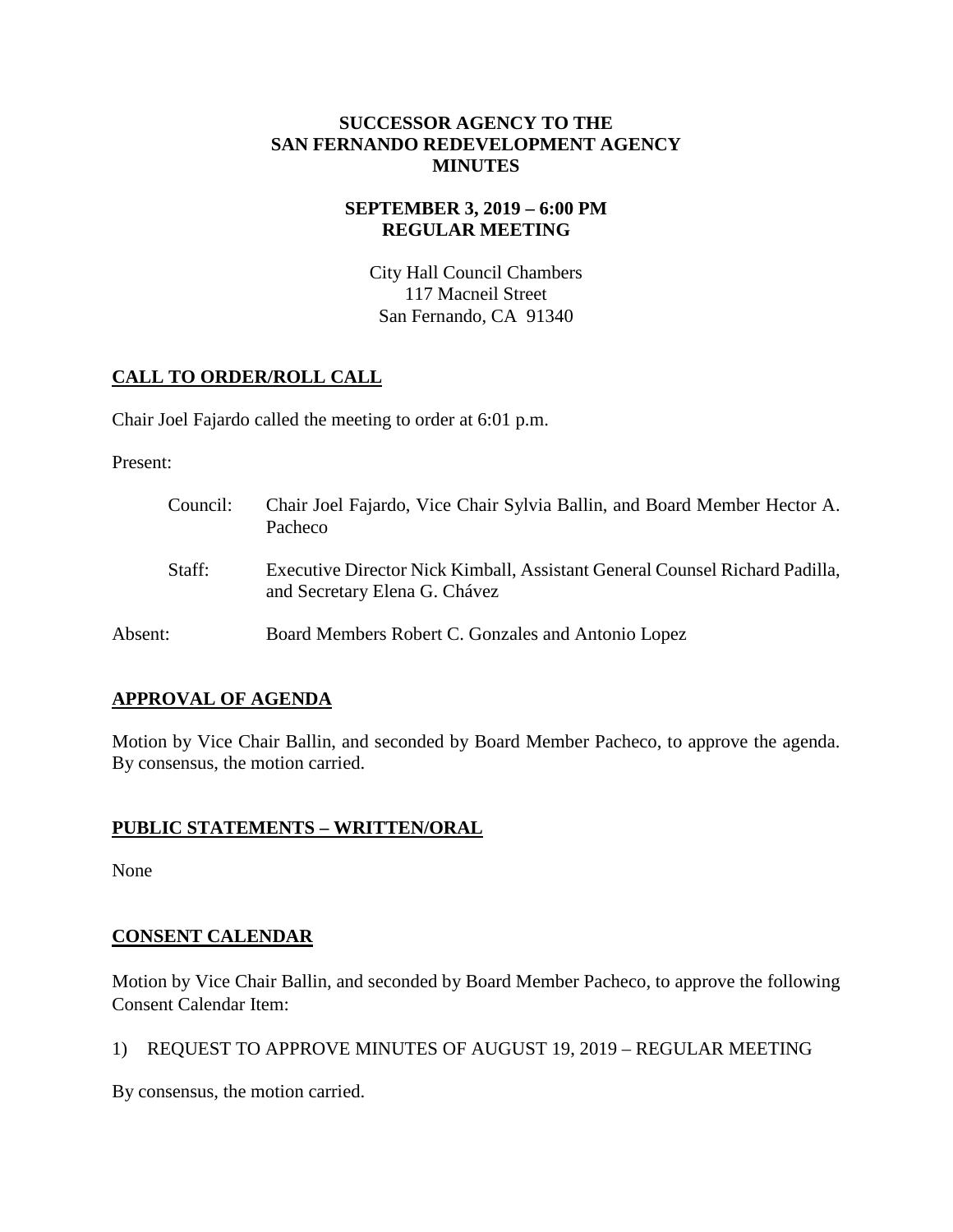# SUCCESSOR AGENCY TO THE SAN FERNANDO REDEVELOPMENT AGENCY MINUTES

## SEPTEMBER 3, 2019 – 6:00 PM REGULAR MEETING

City Hall Council Chambers
117 Macneil Street
San Fernando, CA 91340

## CALL TO ORDER/ROLL CALL

Chair Joel Fajardo called the meeting to order at 6:01 p.m.

Present:

Council: Chair Joel Fajardo, Vice Chair Sylvia Ballin, and Board Member Hector A. Pacheco

Staff: Executive Director Nick Kimball, Assistant General Counsel Richard Padilla, and Secretary Elena G. Chávez

Absent: Board Members Robert C. Gonzales and Antonio Lopez

## APPROVAL OF AGENDA

Motion by Vice Chair Ballin, and seconded by Board Member Pacheco, to approve the agenda. By consensus, the motion carried.

## PUBLIC STATEMENTS – WRITTEN/ORAL

None

## CONSENT CALENDAR

Motion by Vice Chair Ballin, and seconded by Board Member Pacheco, to approve the following Consent Calendar Item:

1) REQUEST TO APPROVE MINUTES OF AUGUST 19, 2019 – REGULAR MEETING

By consensus, the motion carried.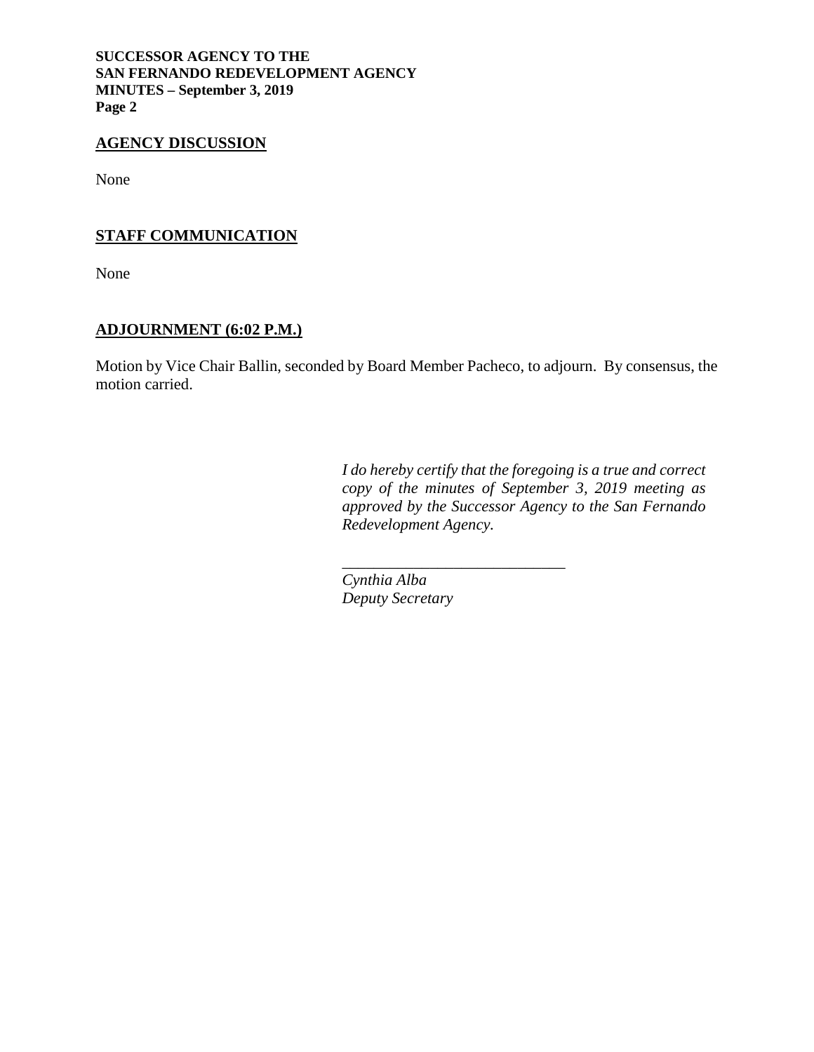## AGENCY DISCUSSION

None

## STAFF COMMUNICATION

None

## ADJOURNMENT (6:02 P.M.)

Motion by Vice Chair Ballin, seconded by Board Member Pacheco, to adjourn. By consensus, the motion carried.

*I do hereby certify that the foregoing is a true and correct copy of the minutes of September 3, 2019 meeting as approved by the Successor Agency to the San Fernando Redevelopment Agency.*

\_\_\_\_\_\_\_\_\_\_\_\_\_\_\_\_\_\_\_\_\_\_\_\_\_\_\_\_

*Cynthia Alba*
*Deputy Secretary*